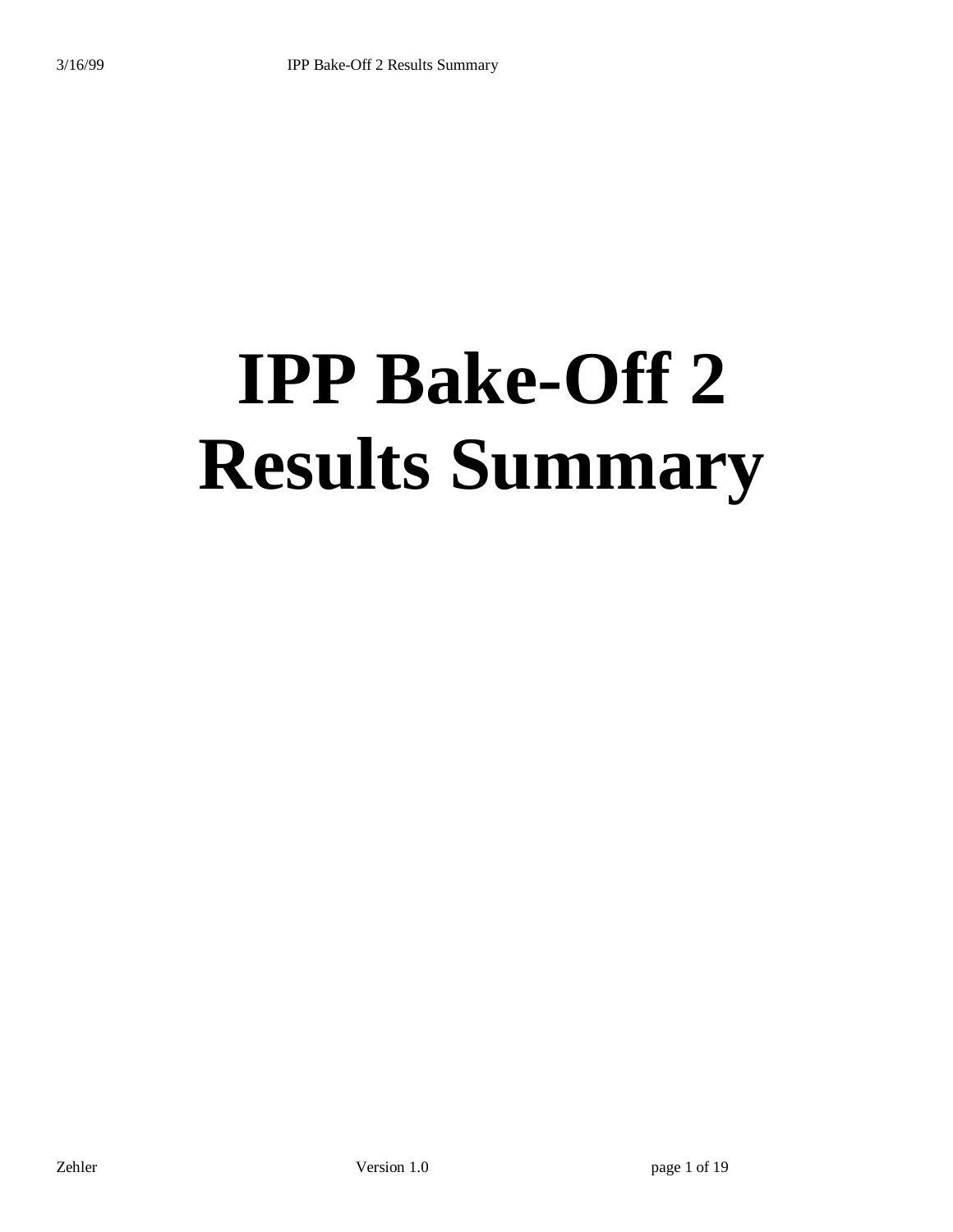# IPP Bake-Off 2 Results Summary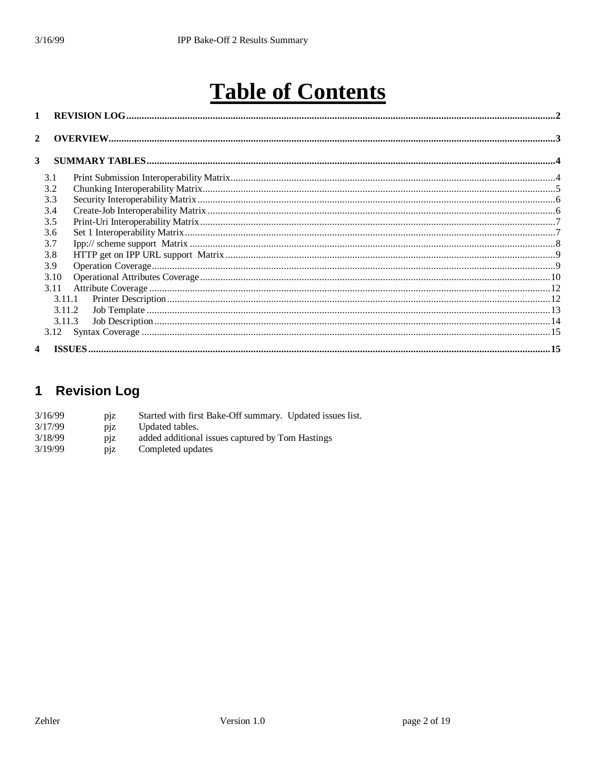# Table of Contents

1 REVISION LOG ..... 2

2 OVERVIEW ..... 3

3 SUMMARY TABLES ..... 4

- 3.1 Print Submission Interoperability Matrix ..... 4
- 3.2 Chunking Interoperability Matrix ..... 5
- 3.3 Security Interoperability Matrix ..... 6
- 3.4 Create-Job Interoperability Matrix ..... 6
- 3.5 Print-Uri Interoperability Matrix ..... 7
- 3.6 Set 1 Interoperability Matrix ..... 7
- 3.7 Ipp:// scheme support Matrix ..... 8
- 3.8 HTTP get on IPP URL support Matrix ..... 9
- 3.9 Operation Coverage ..... 9
- 3.10 Operational Attributes Coverage ..... 10
- 3.11 Attribute Coverage ..... 12
  - 3.11.1 Printer Description ..... 12
  - 3.11.2 Job Template ..... 13
  - 3.11.3 Job Description ..... 14
- 3.12 Syntax Coverage ..... 15

4 ISSUES ..... 15

# 1 Revision Log

| | | |
|---|---|---|
| 3/16/99 | pjz | Started with first Bake-Off summary. Updated issues list. |
| 3/17/99 | pjz | Updated tables. |
| 3/18/99 | pjz | added additional issues captured by Tom Hastings |
| 3/19/99 | pjz | Completed updates |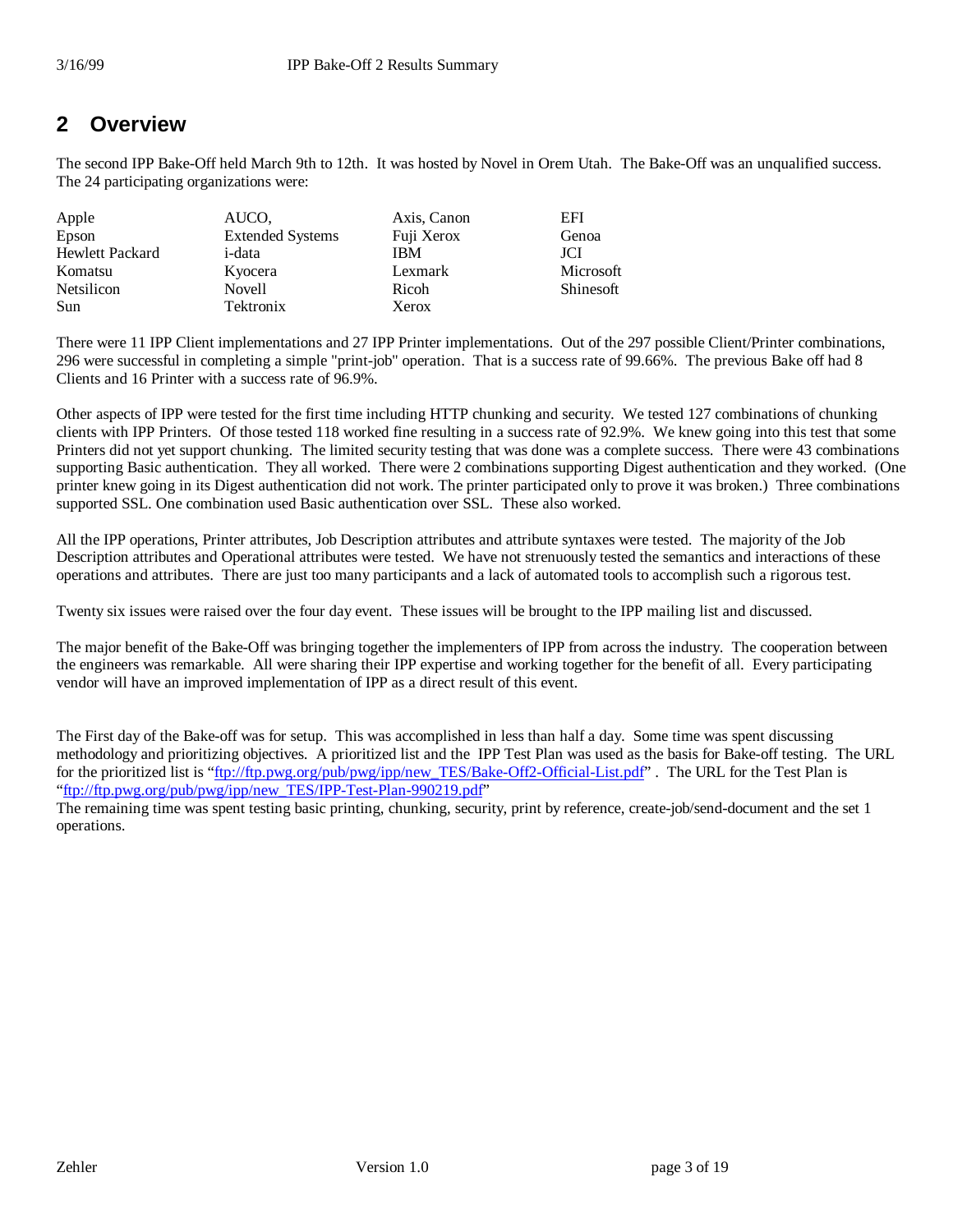## 2 Overview

The second IPP Bake-Off held March 9th to 12th. It was hosted by Novel in Orem Utah. The Bake-Off was an unqualified success. The 24 participating organizations were:

| | | | |
|---|---|---|---|
| Apple | AUCO, | Axis, Canon | EFI |
| Epson | Extended Systems | Fuji Xerox | Genoa |
| Hewlett Packard | i-data | IBM | JCI |
| Komatsu | Kyocera | Lexmark | Microsoft |
| Netsilicon | Novell | Ricoh | Shinesoft |
| Sun | Tektronix | Xerox | |

There were 11 IPP Client implementations and 27 IPP Printer implementations. Out of the 297 possible Client/Printer combinations, 296 were successful in completing a simple "print-job" operation. That is a success rate of 99.66%. The previous Bake off had 8 Clients and 16 Printer with a success rate of 96.9%.

Other aspects of IPP were tested for the first time including HTTP chunking and security. We tested 127 combinations of chunking clients with IPP Printers. Of those tested 118 worked fine resulting in a success rate of 92.9%. We knew going into this test that some Printers did not yet support chunking. The limited security testing that was done was a complete success. There were 43 combinations supporting Basic authentication. They all worked. There were 2 combinations supporting Digest authentication and they worked. (One printer knew going in its Digest authentication did not work. The printer participated only to prove it was broken.) Three combinations supported SSL. One combination used Basic authentication over SSL. These also worked.

All the IPP operations, Printer attributes, Job Description attributes and attribute syntaxes were tested. The majority of the Job Description attributes and Operational attributes were tested. We have not strenuously tested the semantics and interactions of these operations and attributes. There are just too many participants and a lack of automated tools to accomplish such a rigorous test.

Twenty six issues were raised over the four day event. These issues will be brought to the IPP mailing list and discussed.

The major benefit of the Bake-Off was bringing together the implementers of IPP from across the industry. The cooperation between the engineers was remarkable. All were sharing their IPP expertise and working together for the benefit of all. Every participating vendor will have an improved implementation of IPP as a direct result of this event.

The First day of the Bake-off was for setup. This was accomplished in less than half a day. Some time was spent discussing methodology and prioritizing objectives. A prioritized list and the IPP Test Plan was used as the basis for Bake-off testing. The URL for the prioritized list is "ftp://ftp.pwg.org/pub/pwg/ipp/new_TES/Bake-Off2-Official-List.pdf" . The URL for the Test Plan is "ftp://ftp.pwg.org/pub/pwg/ipp/new_TES/IPP-Test-Plan-990219.pdf"
The remaining time was spent testing basic printing, chunking, security, print by reference, create-job/send-document and the set 1 operations.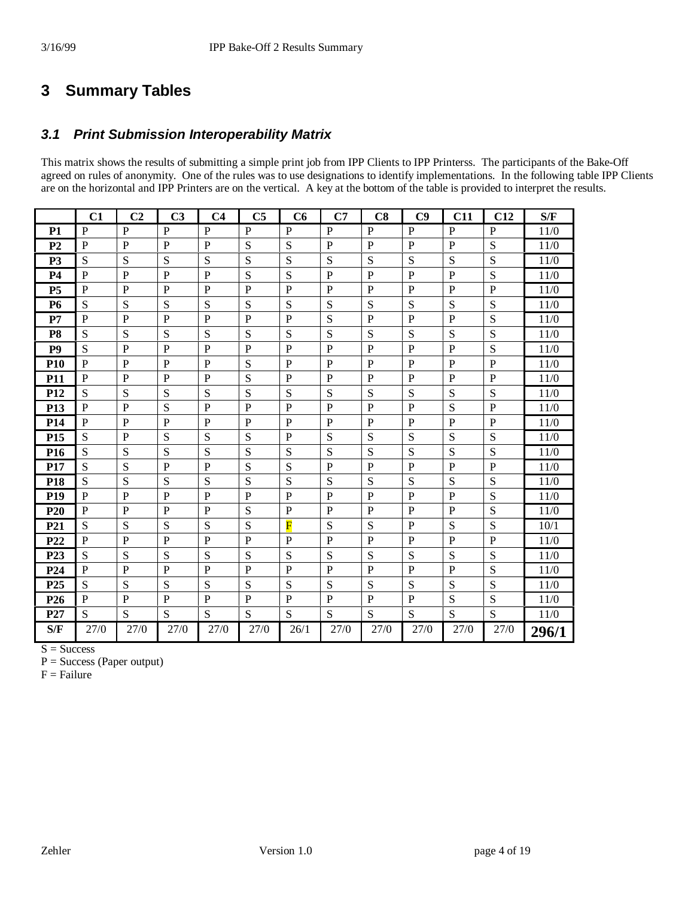# 3 Summary Tables

## 3.1 Print Submission Interoperability Matrix

This matrix shows the results of submitting a simple print job from IPP Clients to IPP Printerss. The participants of the Bake-Off agreed on rules of anonymity. One of the rules was to use designations to identify implementations. In the following table IPP Clients are on the horizontal and IPP Printers are on the vertical. A key at the bottom of the table is provided to interpret the results.

| | C1 | C2 | C3 | C4 | C5 | C6 | C7 | C8 | C9 | C11 | C12 | S/F |
|---|---|---|---|---|---|---|---|---|---|---|---|---|
| **P1** | P | P | P | P | P | P | P | P | P | P | P | 11/0 |
| **P2** | P | P | P | P | S | S | P | P | P | P | S | 11/0 |
| **P3** | S | S | S | S | S | S | S | S | S | S | S | 11/0 |
| **P4** | P | P | P | P | S | S | P | P | P | P | S | 11/0 |
| **P5** | P | P | P | P | P | P | P | P | P | P | P | 11/0 |
| **P6** | S | S | S | S | S | S | S | S | S | S | S | 11/0 |
| **P7** | P | P | P | P | P | P | S | P | P | P | S | 11/0 |
| **P8** | S | S | S | S | S | S | S | S | S | S | S | 11/0 |
| **P9** | S | P | P | P | P | P | P | P | P | P | S | 11/0 |
| **P10** | P | P | P | P | S | P | P | P | P | P | P | 11/0 |
| **P11** | P | P | P | P | S | P | P | P | P | P | P | 11/0 |
| **P12** | S | S | S | S | S | S | S | S | S | S | S | 11/0 |
| **P13** | P | P | S | P | P | P | P | P | P | S | P | 11/0 |
| **P14** | P | P | P | P | P | P | P | P | P | P | P | 11/0 |
| **P15** | S | P | S | S | S | P | S | S | S | S | S | 11/0 |
| **P16** | S | S | S | S | S | S | S | S | S | S | S | 11/0 |
| **P17** | S | S | P | P | S | S | P | P | P | P | P | 11/0 |
| **P18** | S | S | S | S | S | S | S | S | S | S | S | 11/0 |
| **P19** | P | P | P | P | P | P | P | P | P | P | S | 11/0 |
| **P20** | P | P | P | P | S | P | P | P | P | P | S | 11/0 |
| **P21** | S | S | S | S | S | F | S | S | P | S | S | 10/1 |
| **P22** | P | P | P | P | P | P | P | P | P | P | P | 11/0 |
| **P23** | S | S | S | S | S | S | S | S | S | S | S | 11/0 |
| **P24** | P | P | P | P | P | P | P | P | P | P | S | 11/0 |
| **P25** | S | S | S | S | S | S | S | S | S | S | S | 11/0 |
| **P26** | P | P | P | P | P | P | P | P | P | S | S | 11/0 |
| **P27** | S | S | S | S | S | S | S | S | S | S | S | 11/0 |
| **S/F** | 27/0 | 27/0 | 27/0 | 27/0 | 27/0 | 26/1 | 27/0 | 27/0 | 27/0 | 27/0 | 27/0 | **296/1** |

S = Success
P = Success (Paper output)
F = Failure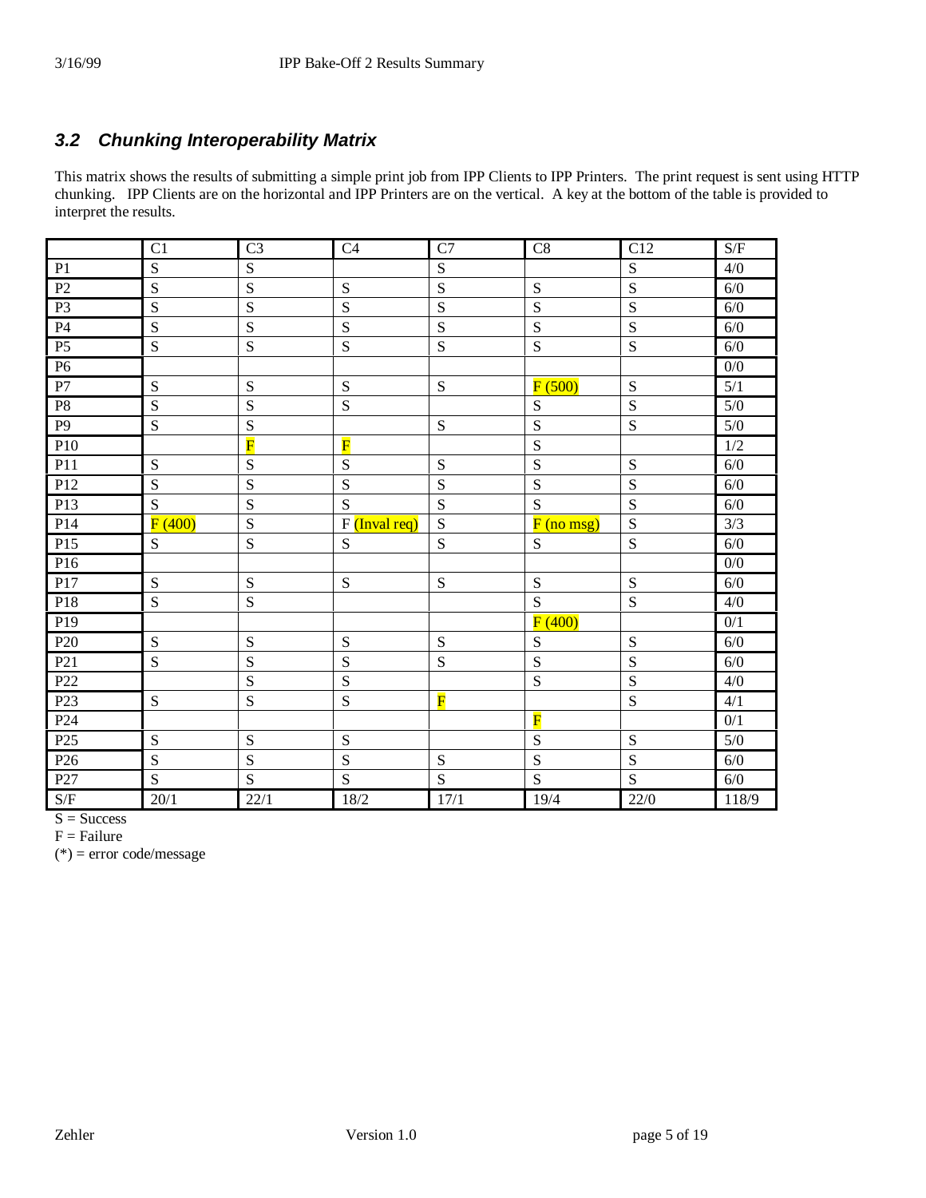### *3.2 Chunking Interoperability Matrix*

This matrix shows the results of submitting a simple print job from IPP Clients to IPP Printers. The print request is sent using HTTP chunking. IPP Clients are on the horizontal and IPP Printers are on the vertical. A key at the bottom of the table is provided to interpret the results.

| | C1 | C3 | C4 | C7 | C8 | C12 | S/F |
|---|---|---|---|---|---|---|---|
| P1 | S | S | | S | | S | 4/0 |
| P2 | S | S | S | S | S | S | 6/0 |
| P3 | S | S | S | S | S | S | 6/0 |
| P4 | S | S | S | S | S | S | 6/0 |
| P5 | S | S | S | S | S | S | 6/0 |
| P6 | | | | | | | 0/0 |
| P7 | S | S | S | S | F (500) | S | 5/1 |
| P8 | S | S | S | | S | S | 5/0 |
| P9 | S | S | | S | S | S | 5/0 |
| P10 | | F | F | | S | | 1/2 |
| P11 | S | S | S | S | S | S | 6/0 |
| P12 | S | S | S | S | S | S | 6/0 |
| P13 | S | S | S | S | S | S | 6/0 |
| P14 | F (400) | S | F (Inval req) | S | F (no msg) | S | 3/3 |
| P15 | S | S | S | S | S | S | 6/0 |
| P16 | | | | | | | 0/0 |
| P17 | S | S | S | S | S | S | 6/0 |
| P18 | S | S | | | S | S | 4/0 |
| P19 | | | | | F (400) | | 0/1 |
| P20 | S | S | S | S | S | S | 6/0 |
| P21 | S | S | S | S | S | S | 6/0 |
| P22 | | S | S | | S | S | 4/0 |
| P23 | S | S | S | F | | S | 4/1 |
| P24 | | | | | F | | 0/1 |
| P25 | S | S | S | | S | S | 5/0 |
| P26 | S | S | S | S | S | S | 6/0 |
| P27 | S | S | S | S | S | S | 6/0 |
| S/F | 20/1 | 22/1 | 18/2 | 17/1 | 19/4 | 22/0 | 118/9 |

S = Success
F = Failure
(*) = error code/message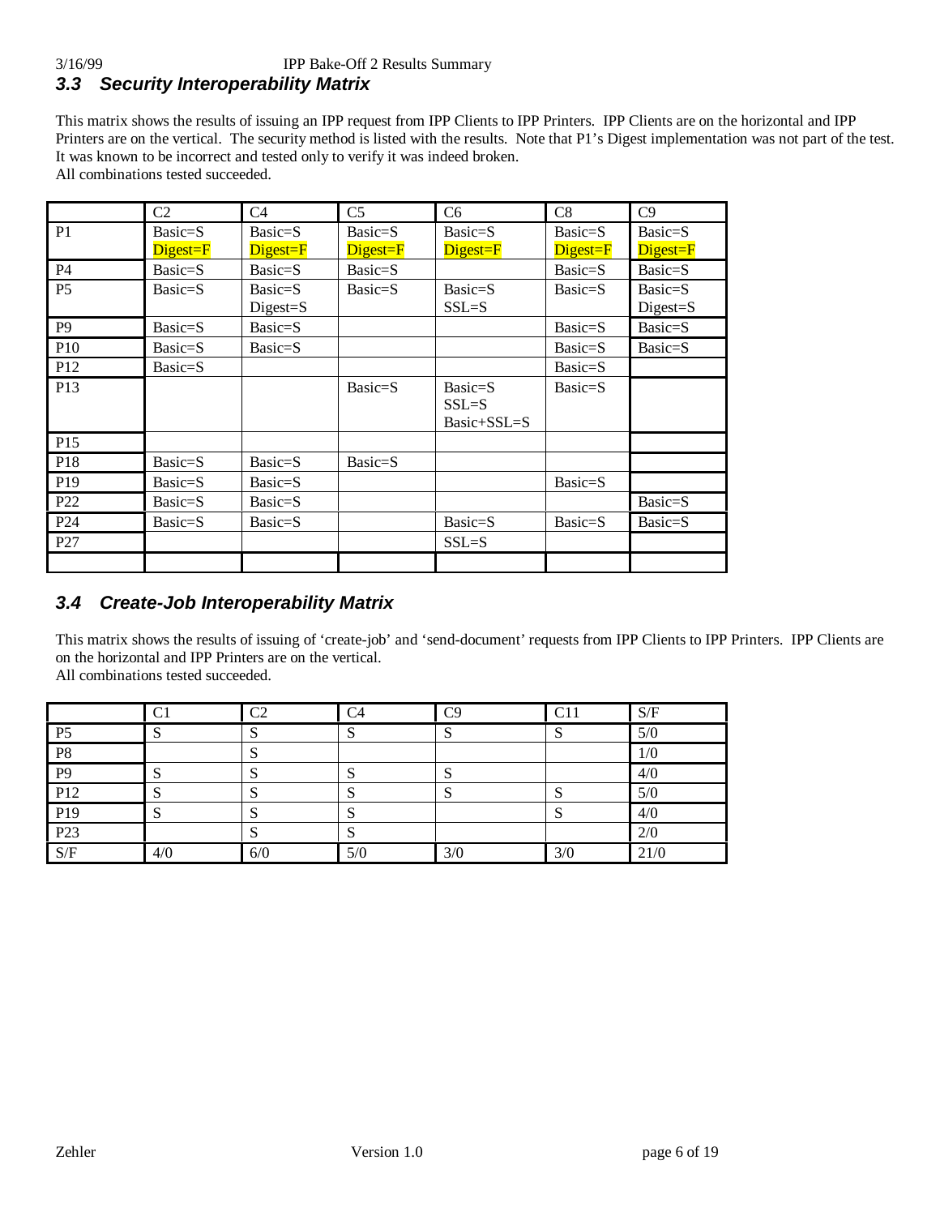### 3.3 Security Interoperability Matrix

This matrix shows the results of issuing an IPP request from IPP Clients to IPP Printers. IPP Clients are on the horizontal and IPP Printers are on the vertical. The security method is listed with the results. Note that P1's Digest implementation was not part of the test. It was known to be incorrect and tested only to verify it was indeed broken.
All combinations tested succeeded.

| | C2 | C4 | C5 | C6 | C8 | C9 |
|---|---|---|---|---|---|---|
| P1 | Basic=S<br>Digest=F | Basic=S<br>Digest=F | Basic=S<br>Digest=F | Basic=S<br>Digest=F | Basic=S<br>Digest=F | Basic=S<br>Digest=F |
| P4 | Basic=S | Basic=S | Basic=S | | Basic=S | Basic=S |
| P5 | Basic=S | Basic=S<br>Digest=S | Basic=S | Basic=S<br>SSL=S | Basic=S | Basic=S<br>Digest=S |
| P9 | Basic=S | Basic=S | | | Basic=S | Basic=S |
| P10 | Basic=S | Basic=S | | | Basic=S | Basic=S |
| P12 | Basic=S | | | | Basic=S | |
| P13 | | | Basic=S | Basic=S<br>SSL=S<br>Basic+SSL=S | Basic=S | |
| P15 | | | | | | |
| P18 | Basic=S | Basic=S | Basic=S | | | |
| P19 | Basic=S | Basic=S | | | Basic=S | |
| P22 | Basic=S | Basic=S | | | | Basic=S |
| P24 | Basic=S | Basic=S | | Basic=S | Basic=S | Basic=S |
| P27 | | | | SSL=S | | |
| | | | | | | |

### 3.4 Create-Job Interoperability Matrix

This matrix shows the results of issuing of 'create-job' and 'send-document' requests from IPP Clients to IPP Printers. IPP Clients are on the horizontal and IPP Printers are on the vertical.
All combinations tested succeeded.

| | C1 | C2 | C4 | C9 | C11 | S/F |
|---|---|---|---|---|---|---|
| P5 | S | S | S | S | S | 5/0 |
| P8 | | S | | | | 1/0 |
| P9 | S | S | S | S | | 4/0 |
| P12 | S | S | S | S | S | 5/0 |
| P19 | S | S | S | | S | 4/0 |
| P23 | | S | S | | | 2/0 |
| S/F | 4/0 | 6/0 | 5/0 | 3/0 | 3/0 | 21/0 |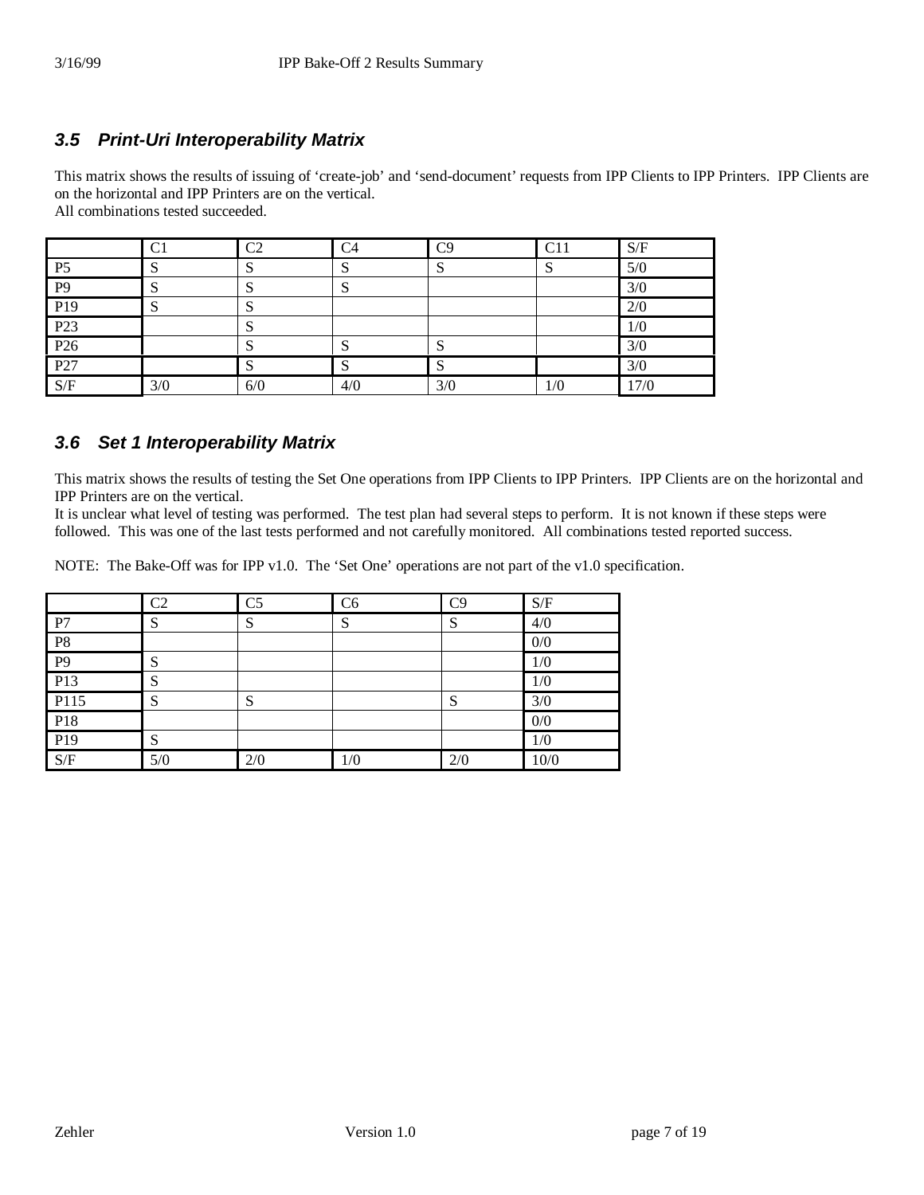### 3.5 Print-Uri Interoperability Matrix

This matrix shows the results of issuing of 'create-job' and 'send-document' requests from IPP Clients to IPP Printers. IPP Clients are on the horizontal and IPP Printers are on the vertical.
All combinations tested succeeded.

| | C1 | C2 | C4 | C9 | C11 | S/F |
|---|---|---|---|---|---|---|
| P5 | S | S | S | S | S | 5/0 |
| P9 | S | S | S | | | 3/0 |
| P19 | S | S | | | | 2/0 |
| P23 | | S | | | | 1/0 |
| P26 | | S | S | S | | 3/0 |
| P27 | | S | S | S | | 3/0 |
| S/F | 3/0 | 6/0 | 4/0 | 3/0 | 1/0 | 17/0 |

### 3.6 Set 1 Interoperability Matrix

This matrix shows the results of testing the Set One operations from IPP Clients to IPP Printers. IPP Clients are on the horizontal and IPP Printers are on the vertical.
It is unclear what level of testing was performed. The test plan had several steps to perform. It is not known if these steps were followed. This was one of the last tests performed and not carefully monitored. All combinations tested reported success.

NOTE: The Bake-Off was for IPP v1.0. The 'Set One' operations are not part of the v1.0 specification.

| | C2 | C5 | C6 | C9 | S/F |
|---|---|---|---|---|---|
| P7 | S | S | S | S | 4/0 |
| P8 | | | | | 0/0 |
| P9 | S | | | | 1/0 |
| P13 | S | | | | 1/0 |
| P115 | S | S | | S | 3/0 |
| P18 | | | | | 0/0 |
| P19 | S | | | | 1/0 |
| S/F | 5/0 | 2/0 | 1/0 | 2/0 | 10/0 |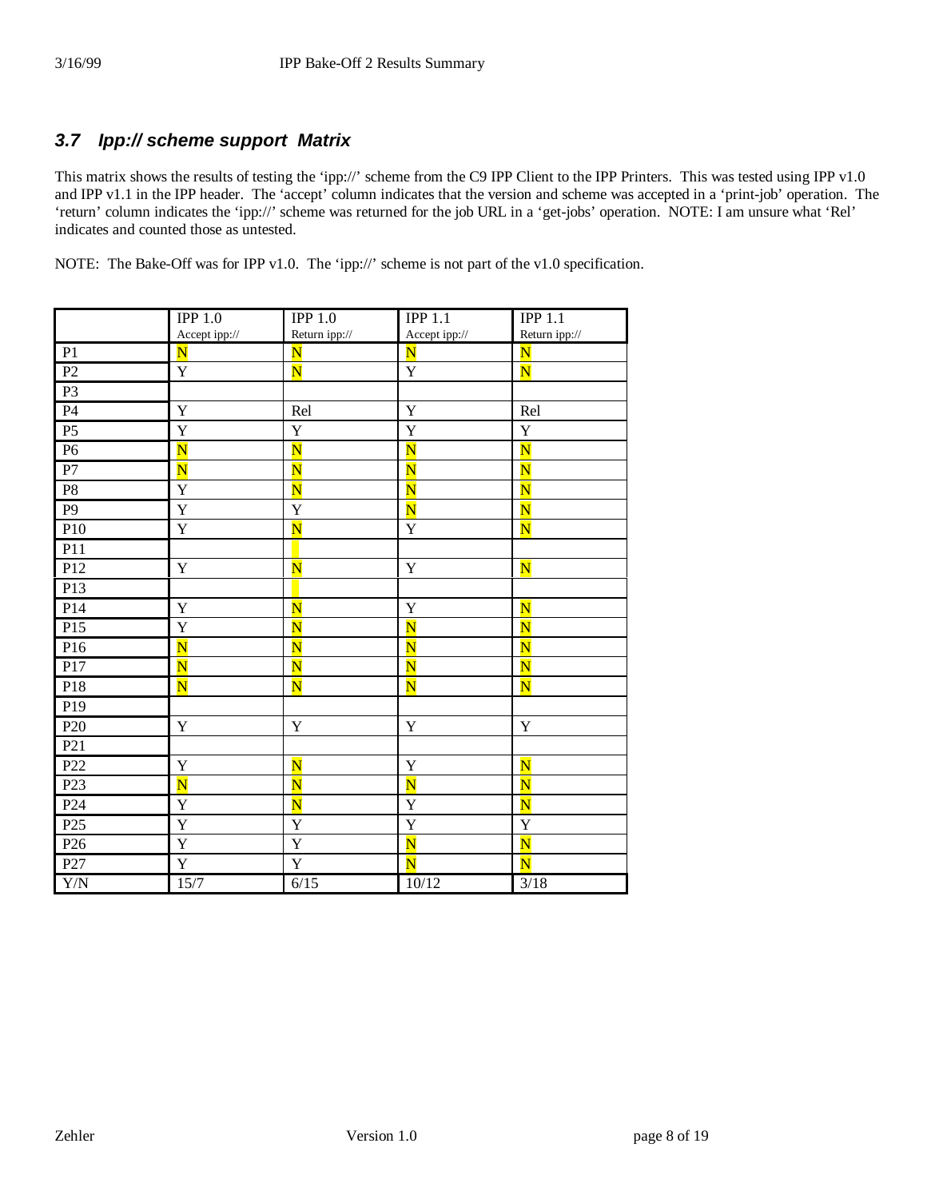### 3.7 Ipp:// scheme support Matrix

This matrix shows the results of testing the 'ipp://' scheme from the C9 IPP Client to the IPP Printers. This was tested using IPP v1.0 and IPP v1.1 in the IPP header. The 'accept' column indicates that the version and scheme was accepted in a 'print-job' operation. The 'return' column indicates the 'ipp://' scheme was returned for the job URL in a 'get-jobs' operation. NOTE: I am unsure what 'Rel' indicates and counted those as untested.

NOTE: The Bake-Off was for IPP v1.0. The 'ipp://' scheme is not part of the v1.0 specification.

| | IPP 1.0 Accept ipp:// | IPP 1.0 Return ipp:// | IPP 1.1 Accept ipp:// | IPP 1.1 Return ipp:// |
|---|---|---|---|---|
| P1 | N | N | N | N |
| P2 | Y | N | Y | N |
| P3 | | | | |
| P4 | Y | Rel | Y | Rel |
| P5 | Y | Y | Y | Y |
| P6 | N | N | N | N |
| P7 | N | N | N | N |
| P8 | Y | N | N | N |
| P9 | Y | Y | N | N |
| P10 | Y | N | Y | N |
| P11 | | | | |
| P12 | Y | N | Y | N |
| P13 | | | | |
| P14 | Y | N | Y | N |
| P15 | Y | N | N | N |
| P16 | N | N | N | N |
| P17 | N | N | N | N |
| P18 | N | N | N | N |
| P19 | | | | |
| P20 | Y | Y | Y | Y |
| P21 | | | | |
| P22 | Y | N | Y | N |
| P23 | N | N | N | N |
| P24 | Y | N | Y | N |
| P25 | Y | Y | Y | Y |
| P26 | Y | Y | N | N |
| P27 | Y | Y | N | N |
| Y/N | 15/7 | 6/15 | 10/12 | 3/18 |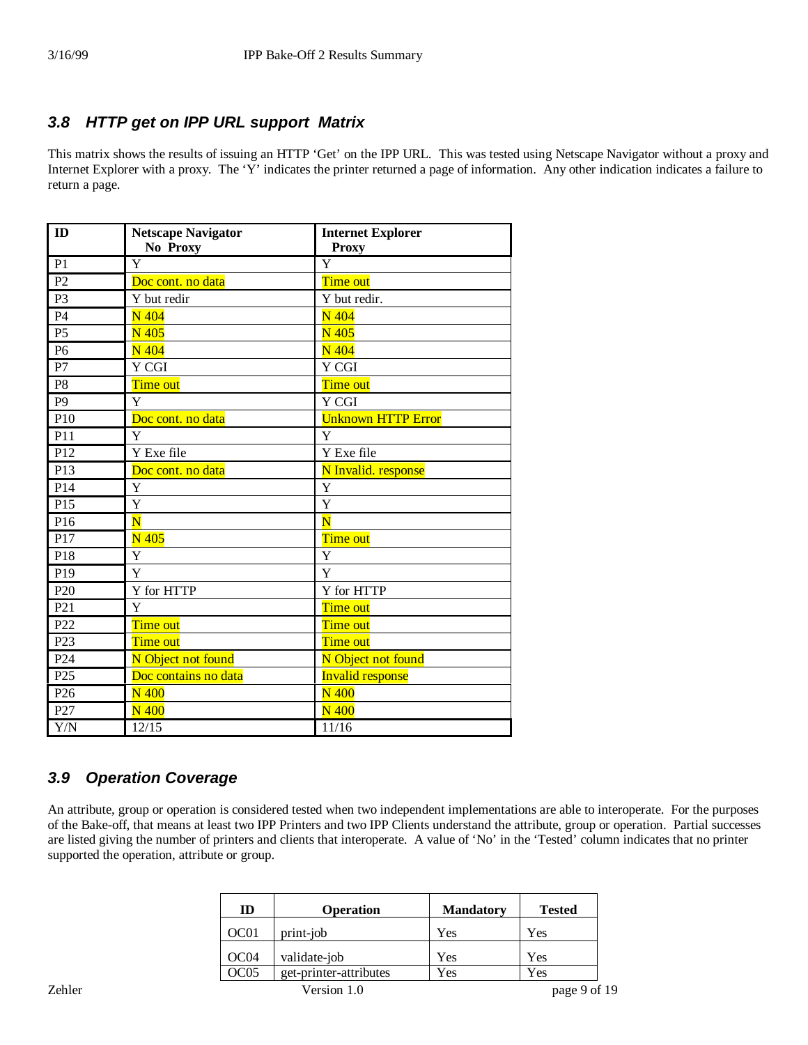### 3.8 HTTP get on IPP URL support Matrix

This matrix shows the results of issuing an HTTP 'Get' on the IPP URL. This was tested using Netscape Navigator without a proxy and Internet Explorer with a proxy. The 'Y' indicates the printer returned a page of information. Any other indication indicates a failure to return a page.

| ID | Netscape Navigator No Proxy | Internet Explorer Proxy |
|---|---|---|
| P1 | Y | Y |
| P2 | Doc cont. no data | Time out |
| P3 | Y but redir | Y but redir. |
| P4 | N 404 | N 404 |
| P5 | N 405 | N 405 |
| P6 | N 404 | N 404 |
| P7 | Y CGI | Y CGI |
| P8 | Time out | Time out |
| P9 | Y | Y CGI |
| P10 | Doc cont. no data | Unknown HTTP Error |
| P11 | Y | Y |
| P12 | Y Exe file | Y Exe file |
| P13 | Doc cont. no data | N Invalid. response |
| P14 | Y | Y |
| P15 | Y | Y |
| P16 | N | N |
| P17 | N 405 | Time out |
| P18 | Y | Y |
| P19 | Y | Y |
| P20 | Y for HTTP | Y for HTTP |
| P21 | Y | Time out |
| P22 | Time out | Time out |
| P23 | Time out | Time out |
| P24 | N Object not found | N Object not found |
| P25 | Doc contains no data | Invalid response |
| P26 | N 400 | N 400 |
| P27 | N 400 | N 400 |
| Y/N | 12/15 | 11/16 |

### 3.9 Operation Coverage

An attribute, group or operation is considered tested when two independent implementations are able to interoperate. For the purposes of the Bake-off, that means at least two IPP Printers and two IPP Clients understand the attribute, group or operation. Partial successes are listed giving the number of printers and clients that interoperate. A value of 'No' in the 'Tested' column indicates that no printer supported the operation, attribute or group.

| ID | Operation | Mandatory | Tested |
|---|---|---|---|
| OC01 | print-job | Yes | Yes |
| OC04 | validate-job | Yes | Yes |
| OC05 | get-printer-attributes | Yes | Yes |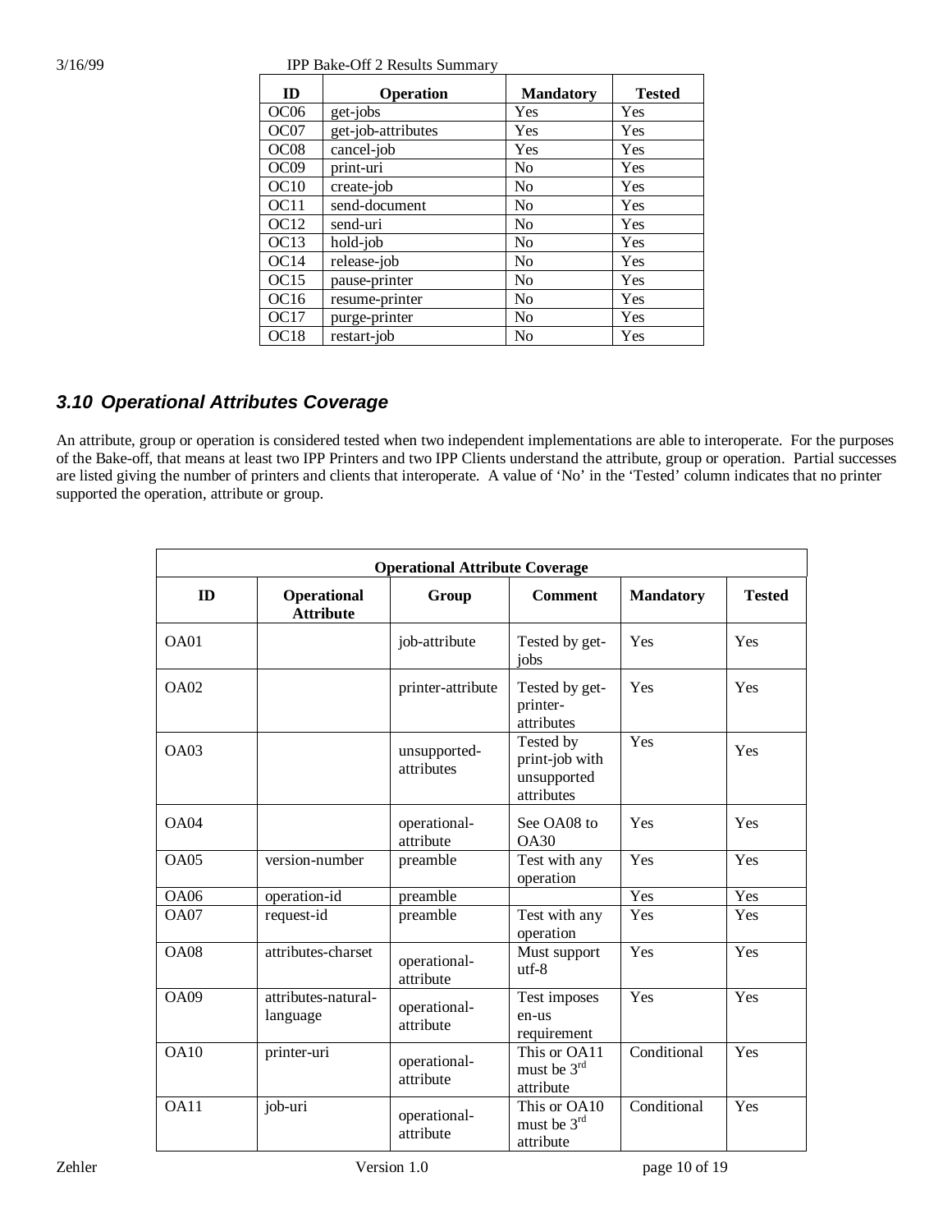| ID | Operation | Mandatory | Tested |
| --- | --- | --- | --- |
| OC06 | get-jobs | Yes | Yes |
| OC07 | get-job-attributes | Yes | Yes |
| OC08 | cancel-job | Yes | Yes |
| OC09 | print-uri | No | Yes |
| OC10 | create-job | No | Yes |
| OC11 | send-document | No | Yes |
| OC12 | send-uri | No | Yes |
| OC13 | hold-job | No | Yes |
| OC14 | release-job | No | Yes |
| OC15 | pause-printer | No | Yes |
| OC16 | resume-printer | No | Yes |
| OC17 | purge-printer | No | Yes |
| OC18 | restart-job | No | Yes |

### *3.10 Operational Attributes Coverage*

An attribute, group or operation is considered tested when two independent implementations are able to interoperate. For the purposes of the Bake-off, that means at least two IPP Printers and two IPP Clients understand the attribute, group or operation. Partial successes are listed giving the number of printers and clients that interoperate. A value of 'No' in the 'Tested' column indicates that no printer supported the operation, attribute or group.

| Operational Attribute Coverage | | | | | |
| --- | --- | --- | --- | --- | --- |
| **ID** | **Operational Attribute** | **Group** | **Comment** | **Mandatory** | **Tested** |
| OA01 | | job-attribute | Tested by get-jobs | Yes | Yes |
| OA02 | | printer-attribute | Tested by get-printer-attributes | Yes | Yes |
| OA03 | | unsupported-attributes | Tested by print-job with unsupported attributes | Yes | Yes |
| OA04 | | operational-attribute | See OA08 to OA30 | Yes | Yes |
| OA05 | version-number | preamble | Test with any operation | Yes | Yes |
| OA06 | operation-id | preamble | | Yes | Yes |
| OA07 | request-id | preamble | Test with any operation | Yes | Yes |
| OA08 | attributes-charset | operational-attribute | Must support utf-8 | Yes | Yes |
| OA09 | attributes-natural-language | operational-attribute | Test imposes en-us requirement | Yes | Yes |
| OA10 | printer-uri | operational-attribute | This or OA11 must be 3rd attribute | Conditional | Yes |
| OA11 | job-uri | operational-attribute | This or OA10 must be 3rd attribute | Conditional | Yes |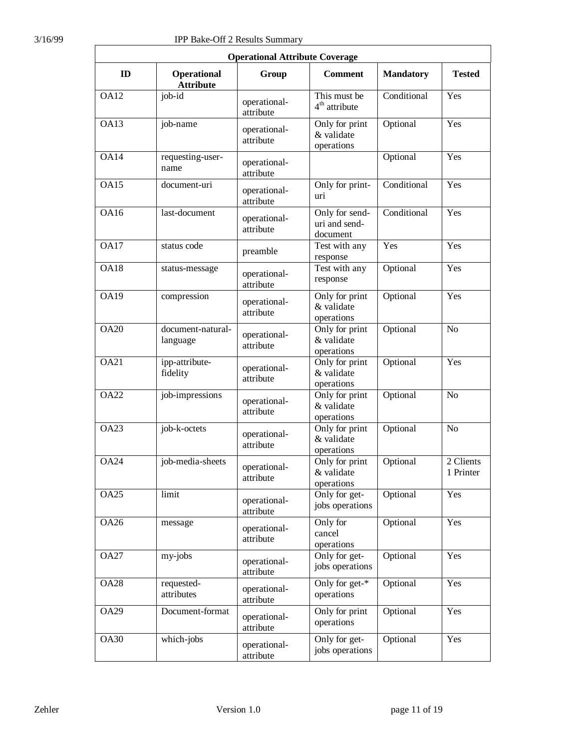| Operational Attribute Coverage | | | | | |
|---|---|---|---|---|---|
| **ID** | **Operational Attribute** | **Group** | **Comment** | **Mandatory** | **Tested** |
| OA12 | job-id | operational-attribute | This must be 4th attribute | Conditional | Yes |
| OA13 | job-name | operational-attribute | Only for print & validate operations | Optional | Yes |
| OA14 | requesting-user-name | operational-attribute | | Optional | Yes |
| OA15 | document-uri | operational-attribute | Only for print-uri | Conditional | Yes |
| OA16 | last-document | operational-attribute | Only for send-uri and send-document | Conditional | Yes |
| OA17 | status code | preamble | Test with any response | Yes | Yes |
| OA18 | status-message | operational-attribute | Test with any response | Optional | Yes |
| OA19 | compression | operational-attribute | Only for print & validate operations | Optional | Yes |
| OA20 | document-natural-language | operational-attribute | Only for print & validate operations | Optional | No |
| OA21 | ipp-attribute-fidelity | operational-attribute | Only for print & validate operations | Optional | Yes |
| OA22 | job-impressions | operational-attribute | Only for print & validate operations | Optional | No |
| OA23 | job-k-octets | operational-attribute | Only for print & validate operations | Optional | No |
| OA24 | job-media-sheets | operational-attribute | Only for print & validate operations | Optional | 2 Clients 1 Printer |
| OA25 | limit | operational-attribute | Only for get-jobs operations | Optional | Yes |
| OA26 | message | operational-attribute | Only for cancel operations | Optional | Yes |
| OA27 | my-jobs | operational-attribute | Only for get-jobs operations | Optional | Yes |
| OA28 | requested-attributes | operational-attribute | Only for get-* operations | Optional | Yes |
| OA29 | Document-format | operational-attribute | Only for print operations | Optional | Yes |
| OA30 | which-jobs | operational-attribute | Only for get-jobs operations | Optional | Yes |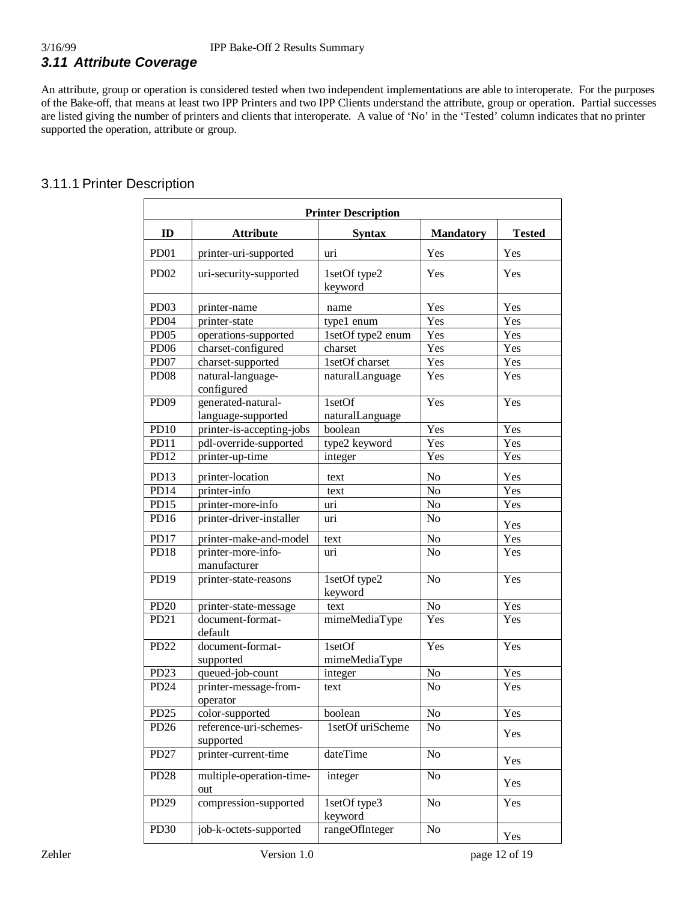### 3.11 Attribute Coverage

An attribute, group or operation is considered tested when two independent implementations are able to interoperate. For the purposes of the Bake-off, that means at least two IPP Printers and two IPP Clients understand the attribute, group or operation. Partial successes are listed giving the number of printers and clients that interoperate. A value of 'No' in the 'Tested' column indicates that no printer supported the operation, attribute or group.

#### 3.11.1 Printer Description

| Printer Description | | | | |
|---|---|---|---|---|
| **ID** | **Attribute** | **Syntax** | **Mandatory** | **Tested** |
| PD01 | printer-uri-supported | uri | Yes | Yes |
| PD02 | uri-security-supported | 1setOf type2 keyword | Yes | Yes |
| PD03 | printer-name | name | Yes | Yes |
| PD04 | printer-state | type1 enum | Yes | Yes |
| PD05 | operations-supported | 1setOf type2 enum | Yes | Yes |
| PD06 | charset-configured | charset | Yes | Yes |
| PD07 | charset-supported | 1setOf charset | Yes | Yes |
| PD08 | natural-language-configured | naturalLanguage | Yes | Yes |
| PD09 | generated-natural-language-supported | 1setOf naturalLanguage | Yes | Yes |
| PD10 | printer-is-accepting-jobs | boolean | Yes | Yes |
| PD11 | pdl-override-supported | type2 keyword | Yes | Yes |
| PD12 | printer-up-time | integer | Yes | Yes |
| PD13 | printer-location | text | No | Yes |
| PD14 | printer-info | text | No | Yes |
| PD15 | printer-more-info | uri | No | Yes |
| PD16 | printer-driver-installer | uri | No | Yes |
| PD17 | printer-make-and-model | text | No | Yes |
| PD18 | printer-more-info-manufacturer | uri | No | Yes |
| PD19 | printer-state-reasons | 1setOf type2 keyword | No | Yes |
| PD20 | printer-state-message | text | No | Yes |
| PD21 | document-format-default | mimeMediaType | Yes | Yes |
| PD22 | document-format-supported | 1setOf mimeMediaType | Yes | Yes |
| PD23 | queued-job-count | integer | No | Yes |
| PD24 | printer-message-from-operator | text | No | Yes |
| PD25 | color-supported | boolean | No | Yes |
| PD26 | reference-uri-schemes-supported | 1setOf uriScheme | No | Yes |
| PD27 | printer-current-time | dateTime | No | Yes |
| PD28 | multiple-operation-time-out | integer | No | Yes |
| PD29 | compression-supported | 1setOf type3 keyword | No | Yes |
| PD30 | job-k-octets-supported | rangeOfInteger | No | Yes |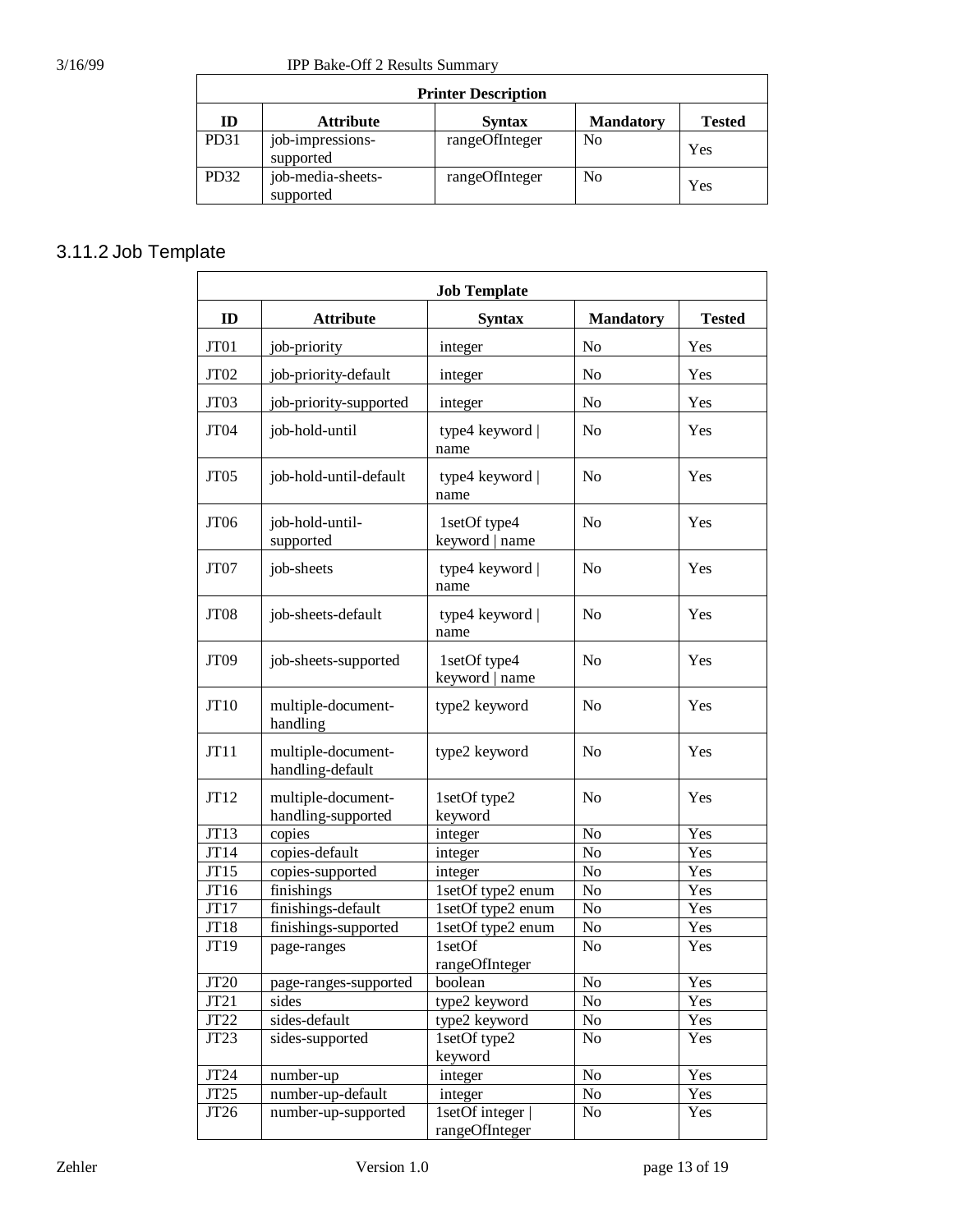| Printer Description | | | | |
|---|---|---|---|---|
| ID | Attribute | Syntax | Mandatory | Tested |
| PD31 | job-impressions-supported | rangeOfInteger | No | Yes |
| PD32 | job-media-sheets-supported | rangeOfInteger | No | Yes |

### 3.11.2 Job Template

| Job Template | | | | |
|---|---|---|---|---|
| ID | Attribute | Syntax | Mandatory | Tested |
| JT01 | job-priority | integer | No | Yes |
| JT02 | job-priority-default | integer | No | Yes |
| JT03 | job-priority-supported | integer | No | Yes |
| JT04 | job-hold-until | type4 keyword \| name | No | Yes |
| JT05 | job-hold-until-default | type4 keyword \| name | No | Yes |
| JT06 | job-hold-until-supported | 1setOf type4 keyword \| name | No | Yes |
| JT07 | job-sheets | type4 keyword \| name | No | Yes |
| JT08 | job-sheets-default | type4 keyword \| name | No | Yes |
| JT09 | job-sheets-supported | 1setOf type4 keyword \| name | No | Yes |
| JT10 | multiple-document-handling | type2 keyword | No | Yes |
| JT11 | multiple-document-handling-default | type2 keyword | No | Yes |
| JT12 | multiple-document-handling-supported | 1setOf type2 keyword | No | Yes |
| JT13 | copies | integer | No | Yes |
| JT14 | copies-default | integer | No | Yes |
| JT15 | copies-supported | integer | No | Yes |
| JT16 | finishings | 1setOf type2 enum | No | Yes |
| JT17 | finishings-default | 1setOf type2 enum | No | Yes |
| JT18 | finishings-supported | 1setOf type2 enum | No | Yes |
| JT19 | page-ranges | 1setOf rangeOfInteger | No | Yes |
| JT20 | page-ranges-supported | boolean | No | Yes |
| JT21 | sides | type2 keyword | No | Yes |
| JT22 | sides-default | type2 keyword | No | Yes |
| JT23 | sides-supported | 1setOf type2 keyword | No | Yes |
| JT24 | number-up | integer | No | Yes |
| JT25 | number-up-default | integer | No | Yes |
| JT26 | number-up-supported | 1setOf integer \| rangeOfInteger | No | Yes |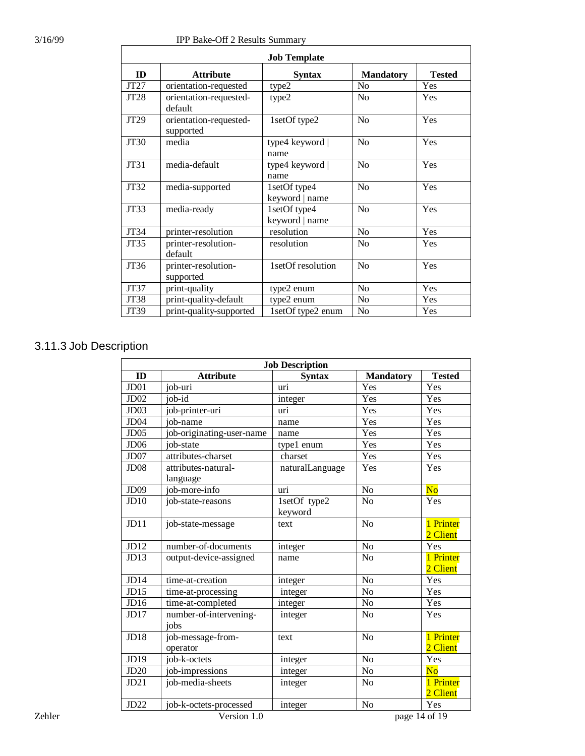| Job Template | | | | |
|---|---|---|---|---|
| **ID** | **Attribute** | **Syntax** | **Mandatory** | **Tested** |
| JT27 | orientation-requested | type2 | No | Yes |
| JT28 | orientation-requested-default | type2 | No | Yes |
| JT29 | orientation-requested-supported | 1setOf type2 | No | Yes |
| JT30 | media | type4 keyword \| name | No | Yes |
| JT31 | media-default | type4 keyword \| name | No | Yes |
| JT32 | media-supported | 1setOf type4 keyword \| name | No | Yes |
| JT33 | media-ready | 1setOf type4 keyword \| name | No | Yes |
| JT34 | printer-resolution | resolution | No | Yes |
| JT35 | printer-resolution-default | resolution | No | Yes |
| JT36 | printer-resolution-supported | 1setOf resolution | No | Yes |
| JT37 | print-quality | type2 enum | No | Yes |
| JT38 | print-quality-default | type2 enum | No | Yes |
| JT39 | print-quality-supported | 1setOf type2 enum | No | Yes |

### 3.11.3 Job Description

| Job Description | | | | |
|---|---|---|---|---|
| **ID** | **Attribute** | **Syntax** | **Mandatory** | **Tested** |
| JD01 | job-uri | uri | Yes | Yes |
| JD02 | job-id | integer | Yes | Yes |
| JD03 | job-printer-uri | uri | Yes | Yes |
| JD04 | job-name | name | Yes | Yes |
| JD05 | job-originating-user-name | name | Yes | Yes |
| JD06 | job-state | type1 enum | Yes | Yes |
| JD07 | attributes-charset | charset | Yes | Yes |
| JD08 | attributes-natural-language | naturalLanguage | Yes | Yes |
| JD09 | job-more-info | uri | No | No |
| JD10 | job-state-reasons | 1setOf type2 keyword | No | Yes |
| JD11 | job-state-message | text | No | 1 Printer 2 Client |
| JD12 | number-of-documents | integer | No | Yes |
| JD13 | output-device-assigned | name | No | 1 Printer 2 Client |
| JD14 | time-at-creation | integer | No | Yes |
| JD15 | time-at-processing | integer | No | Yes |
| JD16 | time-at-completed | integer | No | Yes |
| JD17 | number-of-intervening-jobs | integer | No | Yes |
| JD18 | job-message-from-operator | text | No | 1 Printer 2 Client |
| JD19 | job-k-octets | integer | No | Yes |
| JD20 | job-impressions | integer | No | No |
| JD21 | job-media-sheets | integer | No | 1 Printer 2 Client |
| JD22 | job-k-octets-processed | integer | No | Yes |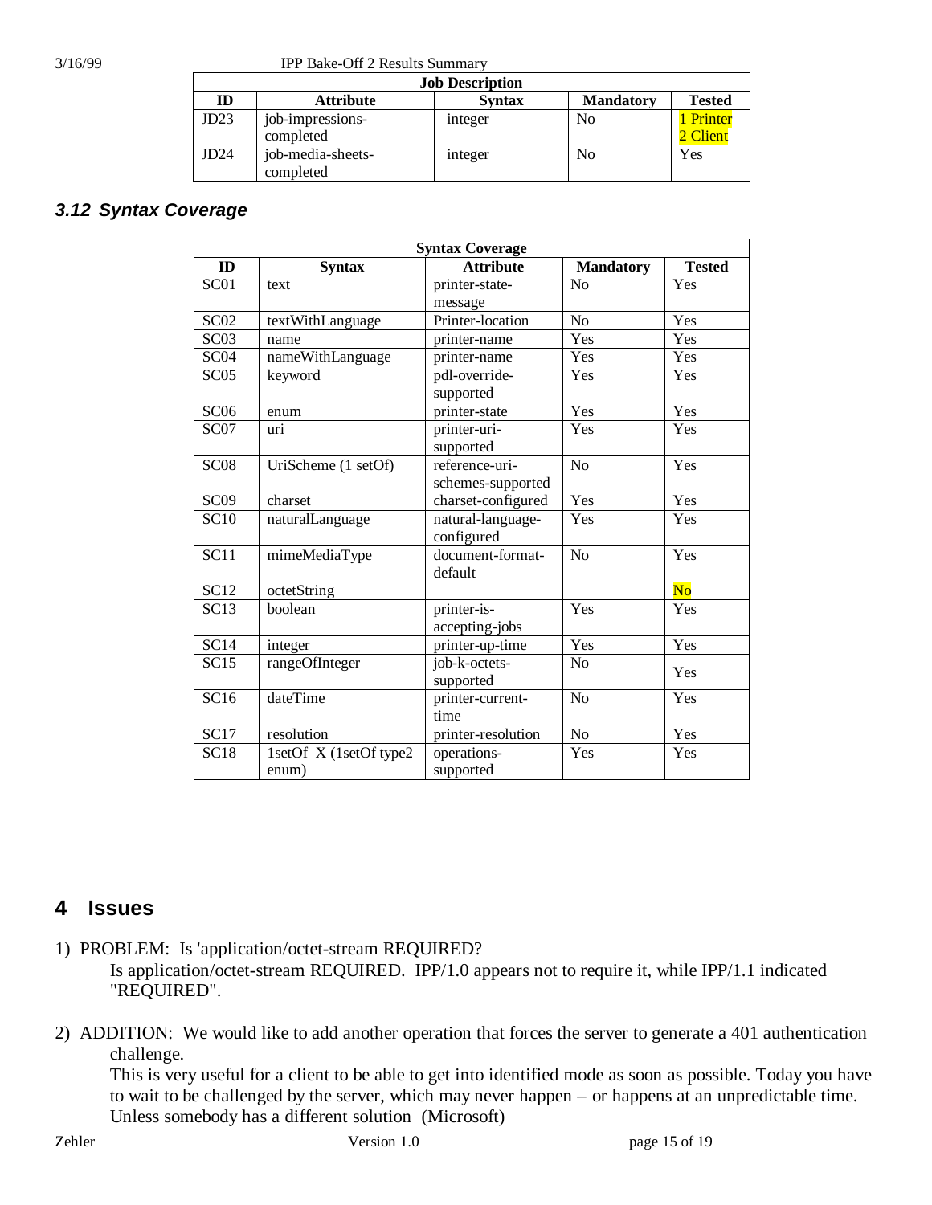| Job Description | | | | |
|---|---|---|---|---|
| **ID** | **Attribute** | **Syntax** | **Mandatory** | **Tested** |
| JD23 | job-impressions-completed | integer | No | 1 Printer 2 Client |
| JD24 | job-media-sheets-completed | integer | No | Yes |

### 3.12 Syntax Coverage

| Syntax Coverage | | | | |
|---|---|---|---|---|
| **ID** | **Syntax** | **Attribute** | **Mandatory** | **Tested** |
| SC01 | text | printer-state-message | No | Yes |
| SC02 | textWithLanguage | Printer-location | No | Yes |
| SC03 | name | printer-name | Yes | Yes |
| SC04 | nameWithLanguage | printer-name | Yes | Yes |
| SC05 | keyword | pdl-override-supported | Yes | Yes |
| SC06 | enum | printer-state | Yes | Yes |
| SC07 | uri | printer-uri-supported | Yes | Yes |
| SC08 | UriScheme (1 setOf) | reference-uri-schemes-supported | No | Yes |
| SC09 | charset | charset-configured | Yes | Yes |
| SC10 | naturalLanguage | natural-language-configured | Yes | Yes |
| SC11 | mimeMediaType | document-format-default | No | Yes |
| SC12 | octetString | | | No |
| SC13 | boolean | printer-is-accepting-jobs | Yes | Yes |
| SC14 | integer | printer-up-time | Yes | Yes |
| SC15 | rangeOfInteger | job-k-octets-supported | No | Yes |
| SC16 | dateTime | printer-current-time | No | Yes |
| SC17 | resolution | printer-resolution | No | Yes |
| SC18 | 1setOf X (1setOf type2 enum) | operations-supported | Yes | Yes |

# 4 Issues

1) PROBLEM: Is 'application/octet-stream REQUIRED?
   Is application/octet-stream REQUIRED. IPP/1.0 appears not to require it, while IPP/1.1 indicated "REQUIRED".

2) ADDITION: We would like to add another operation that forces the server to generate a 401 authentication challenge.
   This is very useful for a client to be able to get into identified mode as soon as possible. Today you have to wait to be challenged by the server, which may never happen – or happens at an unpredictable time. Unless somebody has a different solution (Microsoft)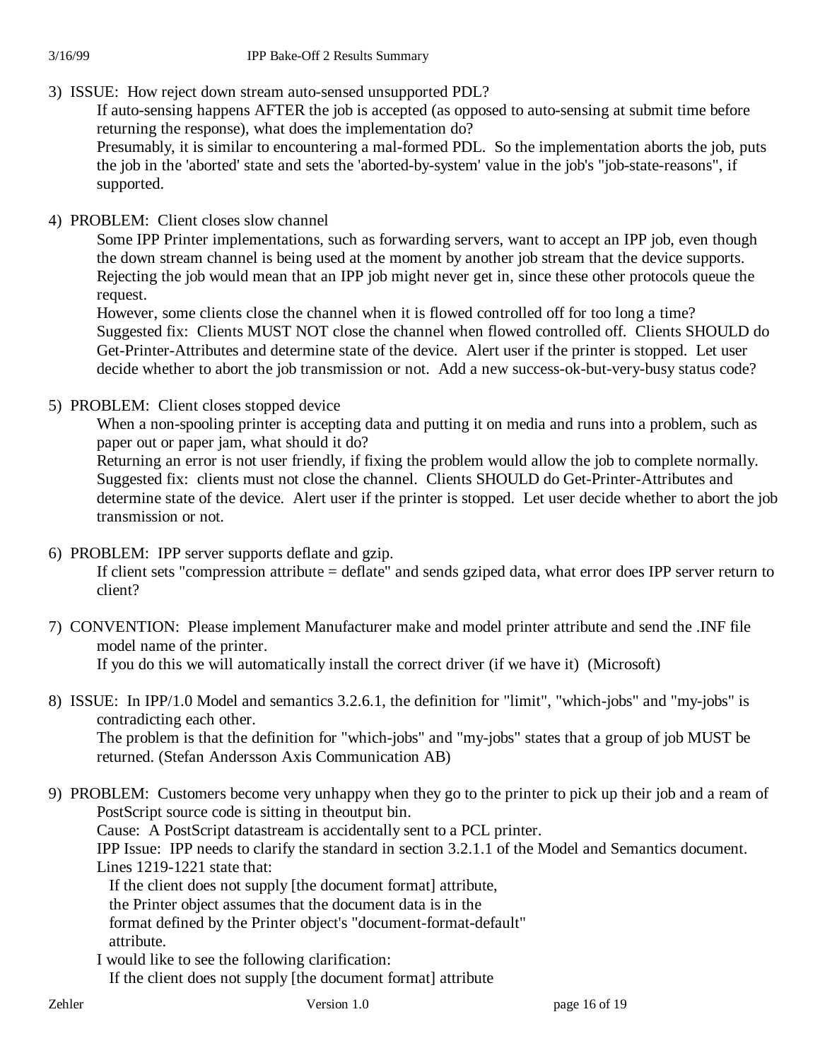3) ISSUE: How reject down stream auto-sensed unsupported PDL?
   If auto-sensing happens AFTER the job is accepted (as opposed to auto-sensing at submit time before returning the response), what does the implementation do?
   Presumably, it is similar to encountering a mal-formed PDL. So the implementation aborts the job, puts the job in the 'aborted' state and sets the 'aborted-by-system' value in the job's "job-state-reasons", if supported.

4) PROBLEM: Client closes slow channel
   Some IPP Printer implementations, such as forwarding servers, want to accept an IPP job, even though the down stream channel is being used at the moment by another job stream that the device supports. Rejecting the job would mean that an IPP job might never get in, since these other protocols queue the request.
   However, some clients close the channel when it is flowed controlled off for too long a time?
   Suggested fix: Clients MUST NOT close the channel when flowed controlled off. Clients SHOULD do Get-Printer-Attributes and determine state of the device. Alert user if the printer is stopped. Let user decide whether to abort the job transmission or not. Add a new success-ok-but-very-busy status code?

5) PROBLEM: Client closes stopped device
   When a non-spooling printer is accepting data and putting it on media and runs into a problem, such as paper out or paper jam, what should it do?
   Returning an error is not user friendly, if fixing the problem would allow the job to complete normally.
   Suggested fix: clients must not close the channel. Clients SHOULD do Get-Printer-Attributes and determine state of the device. Alert user if the printer is stopped. Let user decide whether to abort the job transmission or not.

6) PROBLEM: IPP server supports deflate and gzip.
   If client sets "compression attribute = deflate" and sends gziped data, what error does IPP server return to client?

7) CONVENTION: Please implement Manufacturer make and model printer attribute and send the .INF file model name of the printer.
   If you do this we will automatically install the correct driver (if we have it) (Microsoft)

8) ISSUE: In IPP/1.0 Model and semantics 3.2.6.1, the definition for "limit", "which-jobs" and "my-jobs" is contradicting each other.
   The problem is that the definition for "which-jobs" and "my-jobs" states that a group of job MUST be returned. (Stefan Andersson Axis Communication AB)

9) PROBLEM: Customers become very unhappy when they go to the printer to pick up their job and a ream of PostScript source code is sitting in theoutput bin.
   Cause: A PostScript datastream is accidentally sent to a PCL printer.
   IPP Issue: IPP needs to clarify the standard in section 3.2.1.1 of the Model and Semantics document.
   Lines 1219-1221 state that:

   If the client does not supply [the document format] attribute,
   the Printer object assumes that the document data is in the
   format defined by the Printer object's "document-format-default"
   attribute.

   I would like to see the following clarification:

   If the client does not supply [the document format] attribute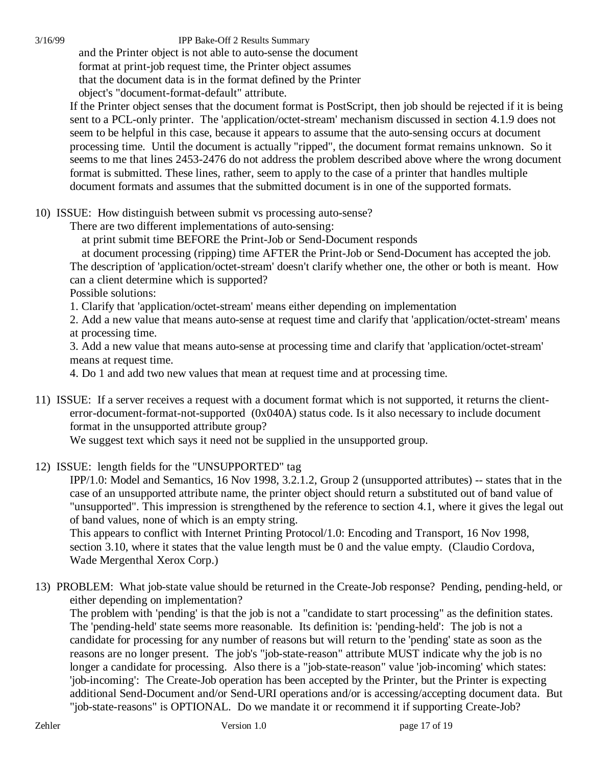and the Printer object is not able to auto-sense the document
format at print-job request time, the Printer object assumes
that the document data is in the format defined by the Printer
object's "document-format-default" attribute.

If the Printer object senses that the document format is PostScript, then job should be rejected if it is being sent to a PCL-only printer. The 'application/octet-stream' mechanism discussed in section 4.1.9 does not seem to be helpful in this case, because it appears to assume that the auto-sensing occurs at document processing time. Until the document is actually "ripped", the document format remains unknown. So it seems to me that lines 2453-2476 do not address the problem described above where the wrong document format is submitted. These lines, rather, seem to apply to the case of a printer that handles multiple document formats and assumes that the submitted document is in one of the supported formats.

10) ISSUE: How distinguish between submit vs processing auto-sense?

There are two different implementations of auto-sensing:

at print submit time BEFORE the Print-Job or Send-Document responds

at document processing (ripping) time AFTER the Print-Job or Send-Document has accepted the job.

The description of 'application/octet-stream' doesn't clarify whether one, the other or both is meant. How can a client determine which is supported?

Possible solutions:

1. Clarify that 'application/octet-stream' means either depending on implementation
2. Add a new value that means auto-sense at request time and clarify that 'application/octet-stream' means at processing time.
3. Add a new value that means auto-sense at processing time and clarify that 'application/octet-stream' means at request time.
4. Do 1 and add two new values that mean at request time and at processing time.

11) ISSUE: If a server receives a request with a document format which is not supported, it returns the client-error-document-format-not-supported (0x040A) status code. Is it also necessary to include document format in the unsupported attribute group?

We suggest text which says it need not be supplied in the unsupported group.

12) ISSUE: length fields for the "UNSUPPORTED" tag

IPP/1.0: Model and Semantics, 16 Nov 1998, 3.2.1.2, Group 2 (unsupported attributes) -- states that in the case of an unsupported attribute name, the printer object should return a substituted out of band value of "unsupported". This impression is strengthened by the reference to section 4.1, where it gives the legal out of band values, none of which is an empty string.

This appears to conflict with Internet Printing Protocol/1.0: Encoding and Transport, 16 Nov 1998, section 3.10, where it states that the value length must be 0 and the value empty. (Claudio Cordova, Wade Mergenthal Xerox Corp.)

13) PROBLEM: What job-state value should be returned in the Create-Job response? Pending, pending-held, or either depending on implementation?

The problem with 'pending' is that the job is not a "candidate to start processing" as the definition states. The 'pending-held' state seems more reasonable. Its definition is: 'pending-held': The job is not a candidate for processing for any number of reasons but will return to the 'pending' state as soon as the reasons are no longer present. The job's "job-state-reason" attribute MUST indicate why the job is no longer a candidate for processing. Also there is a "job-state-reason" value 'job-incoming' which states: 'job-incoming': The Create-Job operation has been accepted by the Printer, but the Printer is expecting additional Send-Document and/or Send-URI operations and/or is accessing/accepting document data. But "job-state-reasons" is OPTIONAL. Do we mandate it or recommend it if supporting Create-Job?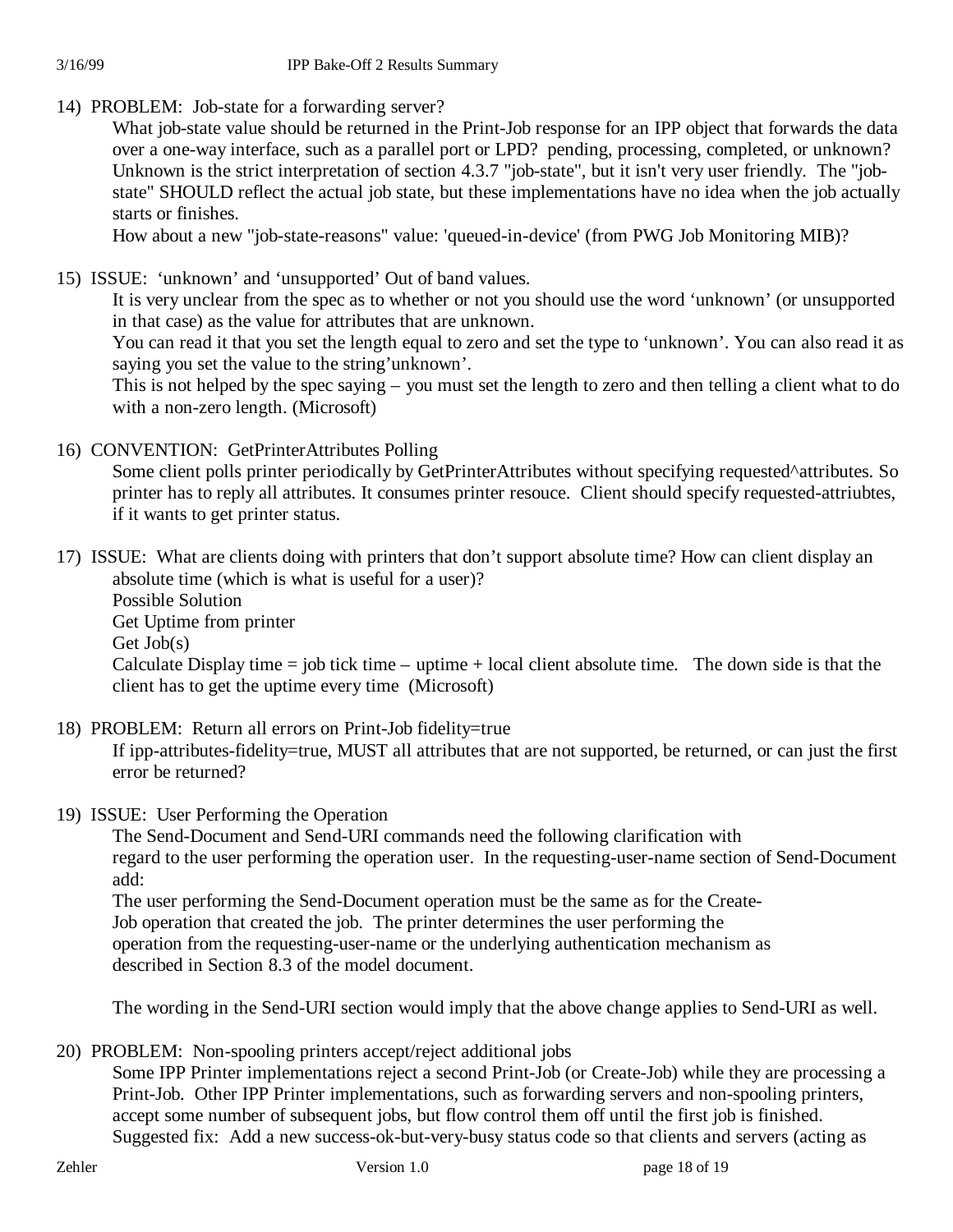14) PROBLEM: Job-state for a forwarding server?

    What job-state value should be returned in the Print-Job response for an IPP object that forwards the data over a one-way interface, such as a parallel port or LPD? pending, processing, completed, or unknown? Unknown is the strict interpretation of section 4.3.7 "job-state", but it isn't very user friendly. The "job-state" SHOULD reflect the actual job state, but these implementations have no idea when the job actually starts or finishes.

    How about a new "job-state-reasons" value: 'queued-in-device' (from PWG Job Monitoring MIB)?

15) ISSUE: 'unknown' and 'unsupported' Out of band values.

    It is very unclear from the spec as to whether or not you should use the word 'unknown' (or unsupported in that case) as the value for attributes that are unknown.

    You can read it that you set the length equal to zero and set the type to 'unknown'. You can also read it as saying you set the value to the string'unknown'.

    This is not helped by the spec saying – you must set the length to zero and then telling a client what to do with a non-zero length. (Microsoft)

16) CONVENTION: GetPrinterAttributes Polling

    Some client polls printer periodically by GetPrinterAttributes without specifying requested^attributes. So printer has to reply all attributes. It consumes printer resouce. Client should specify requested-attriubtes, if it wants to get printer status.

17) ISSUE: What are clients doing with printers that don't support absolute time? How can client display an absolute time (which is what is useful for a user)?

    Possible Solution

    Get Uptime from printer

    Get Job(s)

    Calculate Display time = job tick time – uptime + local client absolute time. The down side is that the client has to get the uptime every time (Microsoft)

18) PROBLEM: Return all errors on Print-Job fidelity=true

    If ipp-attributes-fidelity=true, MUST all attributes that are not supported, be returned, or can just the first error be returned?

19) ISSUE: User Performing the Operation

    The Send-Document and Send-URI commands need the following clarification with regard to the user performing the operation user. In the requesting-user-name section of Send-Document add:

    The user performing the Send-Document operation must be the same as for the Create-Job operation that created the job. The printer determines the user performing the operation from the requesting-user-name or the underlying authentication mechanism as described in Section 8.3 of the model document.

    The wording in the Send-URI section would imply that the above change applies to Send-URI as well.

20) PROBLEM: Non-spooling printers accept/reject additional jobs

    Some IPP Printer implementations reject a second Print-Job (or Create-Job) while they are processing a Print-Job. Other IPP Printer implementations, such as forwarding servers and non-spooling printers, accept some number of subsequent jobs, but flow control them off until the first job is finished.

    Suggested fix: Add a new success-ok-but-very-busy status code so that clients and servers (acting as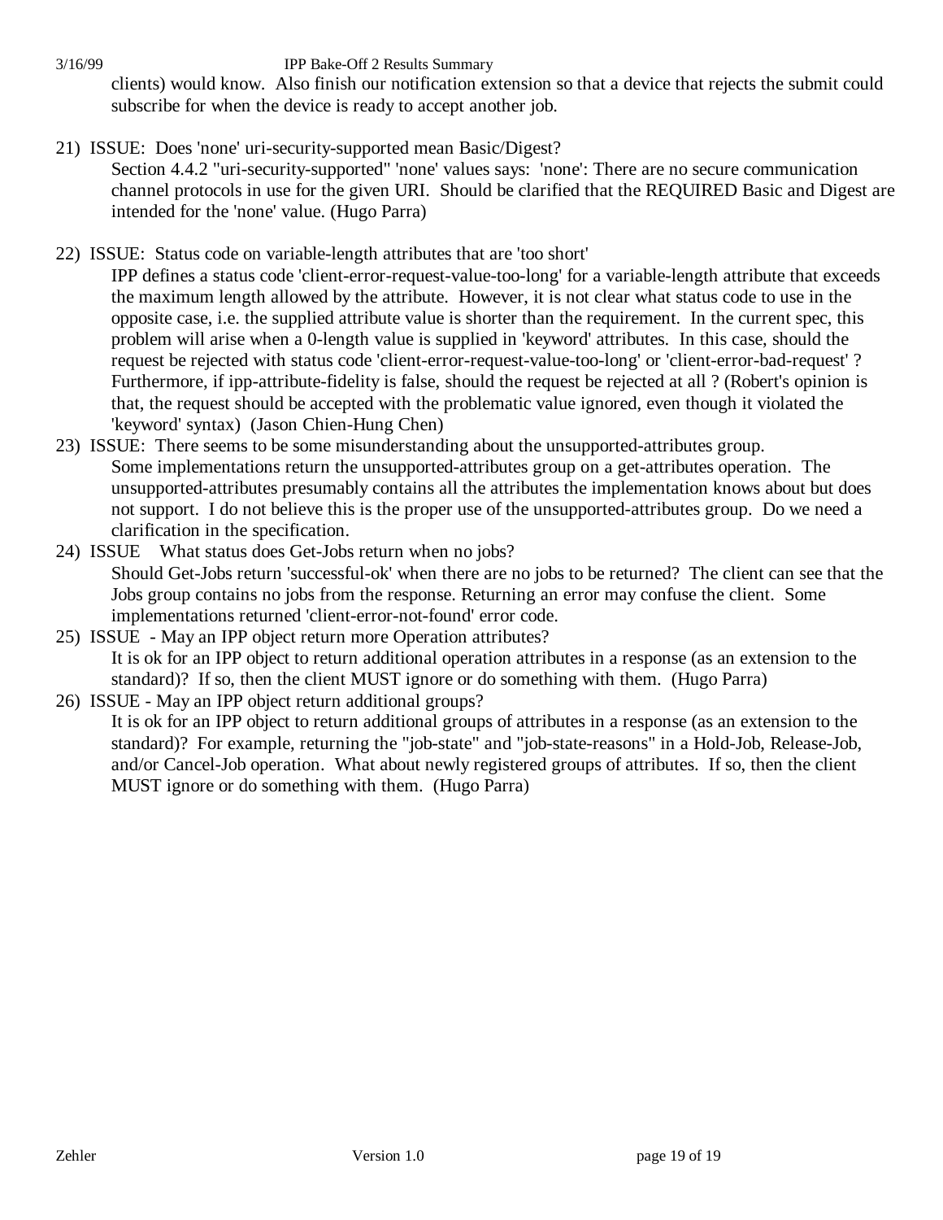clients) would know. Also finish our notification extension so that a device that rejects the submit could subscribe for when the device is ready to accept another job.

21) ISSUE: Does 'none' uri-security-supported mean Basic/Digest?
    Section 4.4.2 "uri-security-supported" 'none' values says: 'none': There are no secure communication channel protocols in use for the given URI. Should be clarified that the REQUIRED Basic and Digest are intended for the 'none' value. (Hugo Parra)

22) ISSUE: Status code on variable-length attributes that are 'too short'
    IPP defines a status code 'client-error-request-value-too-long' for a variable-length attribute that exceeds the maximum length allowed by the attribute. However, it is not clear what status code to use in the opposite case, i.e. the supplied attribute value is shorter than the requirement. In the current spec, this problem will arise when a 0-length value is supplied in 'keyword' attributes. In this case, should the request be rejected with status code 'client-error-request-value-too-long' or 'client-error-bad-request' ? Furthermore, if ipp-attribute-fidelity is false, should the request be rejected at all ? (Robert's opinion is that, the request should be accepted with the problematic value ignored, even though it violated the 'keyword' syntax) (Jason Chien-Hung Chen)

23) ISSUE: There seems to be some misunderstanding about the unsupported-attributes group.
    Some implementations return the unsupported-attributes group on a get-attributes operation. The unsupported-attributes presumably contains all the attributes the implementation knows about but does not support. I do not believe this is the proper use of the unsupported-attributes group. Do we need a clarification in the specification.

24) ISSUE What status does Get-Jobs return when no jobs?
    Should Get-Jobs return 'successful-ok' when there are no jobs to be returned? The client can see that the Jobs group contains no jobs from the response. Returning an error may confuse the client. Some implementations returned 'client-error-not-found' error code.

25) ISSUE - May an IPP object return more Operation attributes?
    It is ok for an IPP object to return additional operation attributes in a response (as an extension to the standard)? If so, then the client MUST ignore or do something with them. (Hugo Parra)

26) ISSUE - May an IPP object return additional groups?
    It is ok for an IPP object to return additional groups of attributes in a response (as an extension to the standard)? For example, returning the "job-state" and "job-state-reasons" in a Hold-Job, Release-Job, and/or Cancel-Job operation. What about newly registered groups of attributes. If so, then the client MUST ignore or do something with them. (Hugo Parra)